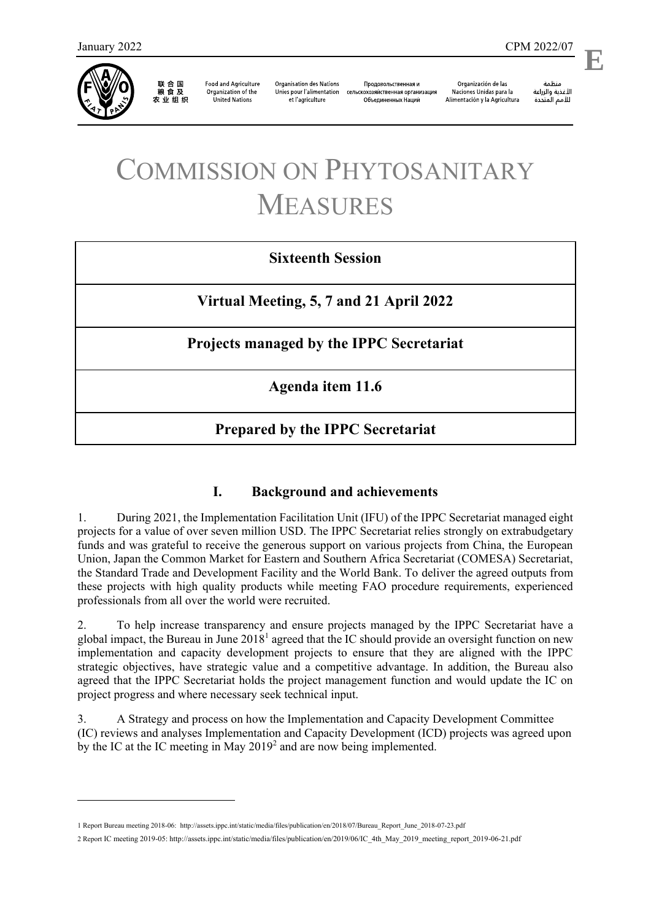January 2022 CPM 2022/07

# COMMISSION ON PHYTOSANITARY MEASURES

| **Sixteenth Session** |
| --- |
| **Virtual Meeting, 5, 7 and 21 April 2022** |
| **Projects managed by the IPPC Secretariat** |
| **Agenda item 11.6** |
| **Prepared by the IPPC Secretariat** |

## I. Background and achievements

1. During 2021, the Implementation Facilitation Unit (IFU) of the IPPC Secretariat managed eight projects for a value of over seven million USD. The IPPC Secretariat relies strongly on extrabudgetary funds and was grateful to receive the generous support on various projects from China, the European Union, Japan the Common Market for Eastern and Southern Africa Secretariat (COMESA) Secretariat, the Standard Trade and Development Facility and the World Bank. To deliver the agreed outputs from these projects with high quality products while meeting FAO procedure requirements, experienced professionals from all over the world were recruited.

2. To help increase transparency and ensure projects managed by the IPPC Secretariat have a global impact, the Bureau in June 2018[1] agreed that the IC should provide an oversight function on new implementation and capacity development projects to ensure that they are aligned with the IPPC strategic objectives, have strategic value and a competitive advantage. In addition, the Bureau also agreed that the IPPC Secretariat holds the project management function and would update the IC on project progress and where necessary seek technical input.

3. A Strategy and process on how the Implementation and Capacity Development Committee (IC) reviews and analyses Implementation and Capacity Development (ICD) projects was agreed upon by the IC at the IC meeting in May 2019[2] and are now being implemented.

1 Report Bureau meeting 2018-06: http://assets.ippc.int/static/media/files/publication/en/2018/07/Bureau_Report_June_2018-07-23.pdf

2 Report IC meeting 2019-05: http://assets.ippc.int/static/media/files/publication/en/2019/06/IC_4th_May_2019_meeting_report_2019-06-21.pdf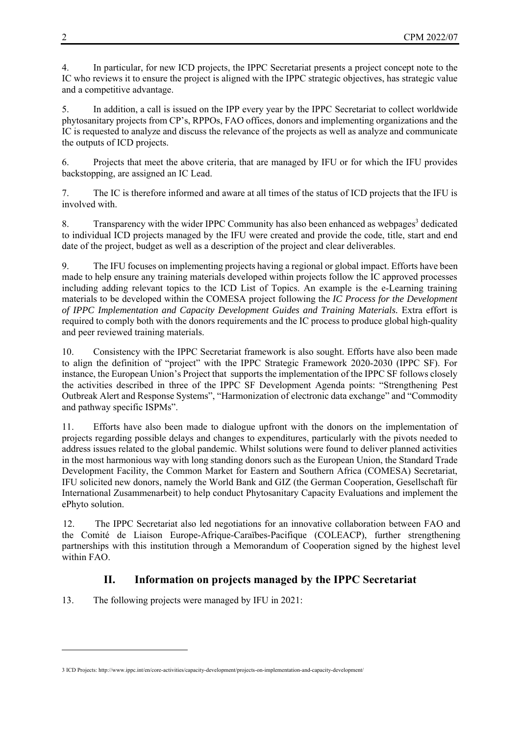4. In particular, for new ICD projects, the IPPC Secretariat presents a project concept note to the IC who reviews it to ensure the project is aligned with the IPPC strategic objectives, has strategic value and a competitive advantage.

5. In addition, a call is issued on the IPP every year by the IPPC Secretariat to collect worldwide phytosanitary projects from CP's, RPPOs, FAO offices, donors and implementing organizations and the IC is requested to analyze and discuss the relevance of the projects as well as analyze and communicate the outputs of ICD projects.

6. Projects that meet the above criteria, that are managed by IFU or for which the IFU provides backstopping, are assigned an IC Lead.

7. The IC is therefore informed and aware at all times of the status of ICD projects that the IFU is involved with.

8. Transparency with the wider IPPC Community has also been enhanced as webpages[3] dedicated to individual ICD projects managed by the IFU were created and provide the code, title, start and end date of the project, budget as well as a description of the project and clear deliverables.

9. The IFU focuses on implementing projects having a regional or global impact. Efforts have been made to help ensure any training materials developed within projects follow the IC approved processes including adding relevant topics to the ICD List of Topics. An example is the e-Learning training materials to be developed within the COMESA project following the *IC Process for the Development of IPPC Implementation and Capacity Development Guides and Training Materials.* Extra effort is required to comply both with the donors requirements and the IC process to produce global high-quality and peer reviewed training materials.

10. Consistency with the IPPC Secretariat framework is also sought. Efforts have also been made to align the definition of "project" with the IPPC Strategic Framework 2020-2030 (IPPC SF). For instance, the European Union's Project that supports the implementation of the IPPC SF follows closely the activities described in three of the IPPC SF Development Agenda points: "Strengthening Pest Outbreak Alert and Response Systems", "Harmonization of electronic data exchange" and "Commodity and pathway specific ISPMs".

11. Efforts have also been made to dialogue upfront with the donors on the implementation of projects regarding possible delays and changes to expenditures, particularly with the pivots needed to address issues related to the global pandemic. Whilst solutions were found to deliver planned activities in the most harmonious way with long standing donors such as the European Union, the Standard Trade Development Facility, the Common Market for Eastern and Southern Africa (COMESA) Secretariat, IFU solicited new donors, namely the World Bank and GIZ (the German Cooperation, Gesellschaft für International Zusammenarbeit) to help conduct Phytosanitary Capacity Evaluations and implement the ePhyto solution.

12. The IPPC Secretariat also led negotiations for an innovative collaboration between FAO and the Comité de Liaison Europe-Afrique-Caraïbes-Pacifique (COLEACP), further strengthening partnerships with this institution through a Memorandum of Cooperation signed by the highest level within FAO.

## II. Information on projects managed by the IPPC Secretariat

13. The following projects were managed by IFU in 2021:

[3] ICD Projects: http://www.ippc.int/en/core-activities/capacity-development/projects-on-implementation-and-capacity-development/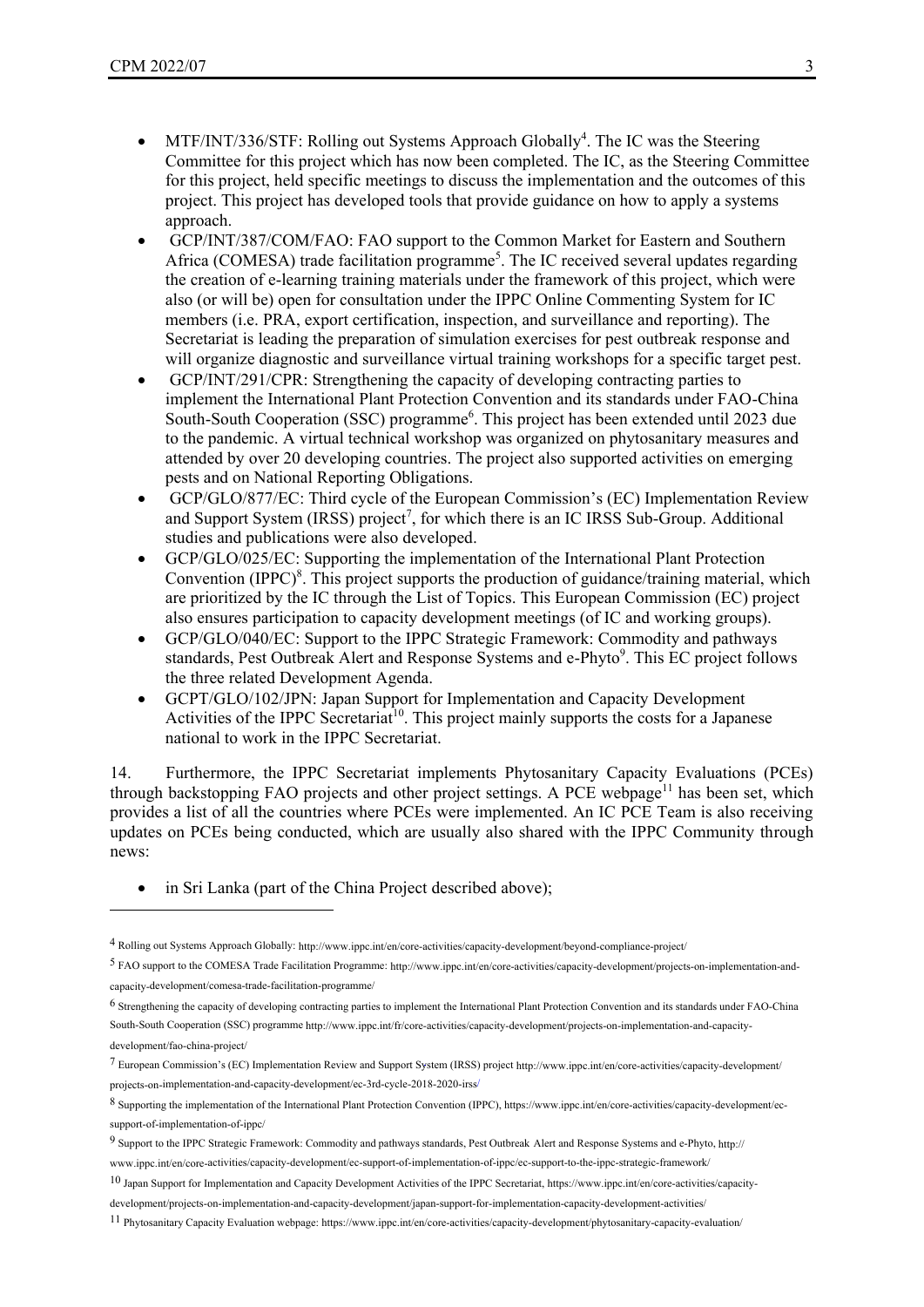- MTF/INT/336/STF: Rolling out Systems Approach Globally[4]. The IC was the Steering Committee for this project which has now been completed. The IC, as the Steering Committee for this project, held specific meetings to discuss the implementation and the outcomes of this project. This project has developed tools that provide guidance on how to apply a systems approach.
- GCP/INT/387/COM/FAO: FAO support to the Common Market for Eastern and Southern Africa (COMESA) trade facilitation programme[5]. The IC received several updates regarding the creation of e-learning training materials under the framework of this project, which were also (or will be) open for consultation under the IPPC Online Commenting System for IC members (i.e. PRA, export certification, inspection, and surveillance and reporting). The Secretariat is leading the preparation of simulation exercises for pest outbreak response and will organize diagnostic and surveillance virtual training workshops for a specific target pest.
- GCP/INT/291/CPR: Strengthening the capacity of developing contracting parties to implement the International Plant Protection Convention and its standards under FAO-China South-South Cooperation (SSC) programme[6]. This project has been extended until 2023 due to the pandemic. A virtual technical workshop was organized on phytosanitary measures and attended by over 20 developing countries. The project also supported activities on emerging pests and on National Reporting Obligations.
- GCP/GLO/877/EC: Third cycle of the European Commission's (EC) Implementation Review and Support System (IRSS) project[7], for which there is an IC IRSS Sub-Group. Additional studies and publications were also developed.
- GCP/GLO/025/EC: Supporting the implementation of the International Plant Protection Convention (IPPC)[8]. This project supports the production of guidance/training material, which are prioritized by the IC through the List of Topics. This European Commission (EC) project also ensures participation to capacity development meetings (of IC and working groups).
- GCP/GLO/040/EC: Support to the IPPC Strategic Framework: Commodity and pathways standards, Pest Outbreak Alert and Response Systems and e-Phyto[9]. This EC project follows the three related Development Agenda.
- GCPT/GLO/102/JPN: Japan Support for Implementation and Capacity Development Activities of the IPPC Secretariat[10]. This project mainly supports the costs for a Japanese national to work in the IPPC Secretariat.

14. Furthermore, the IPPC Secretariat implements Phytosanitary Capacity Evaluations (PCEs) through backstopping FAO projects and other project settings. A PCE webpage[11] has been set, which provides a list of all the countries where PCEs were implemented. An IC PCE Team is also receiving updates on PCEs being conducted, which are usually also shared with the IPPC Community through news:

- in Sri Lanka (part of the China Project described above);

---

[4] Rolling out Systems Approach Globally: http://www.ippc.int/en/core-activities/capacity-development/beyond-compliance-project/

[5] FAO support to the COMESA Trade Facilitation Programme: http://www.ippc.int/en/core-activities/capacity-development/projects-on-implementation-and-capacity-development/comesa-trade-facilitation-programme/

[6] Strengthening the capacity of developing contracting parties to implement the International Plant Protection Convention and its standards under FAO-China South-South Cooperation (SSC) programme http://www.ippc.int/fr/core-activities/capacity-development/projects-on-implementation-and-capacity-development/fao-china-project/

[7] European Commission's (EC) Implementation Review and Support System (IRSS) project http://www.ippc.int/en/core-activities/capacity-development/projects-on-implementation-and-capacity-development/ec-3rd-cycle-2018-2020-irss/

[8] Supporting the implementation of the International Plant Protection Convention (IPPC), https://www.ippc.int/en/core-activities/capacity-development/ec-support-of-implementation-of-ippc/

[9] Support to the IPPC Strategic Framework: Commodity and pathways standards, Pest Outbreak Alert and Response Systems and e-Phyto, http://www.ippc.int/en/core-activities/capacity-development/ec-support-of-implementation-of-ippc/ec-support-to-the-ippc-strategic-framework/

[10] Japan Support for Implementation and Capacity Development Activities of the IPPC Secretariat, https://www.ippc.int/en/core-activities/capacity-development/projects-on-implementation-and-capacity-development/japan-support-for-implementation-capacity-development-activities/

[11] Phytosanitary Capacity Evaluation webpage: https://www.ippc.int/en/core-activities/capacity-development/phytosanitary-capacity-evaluation/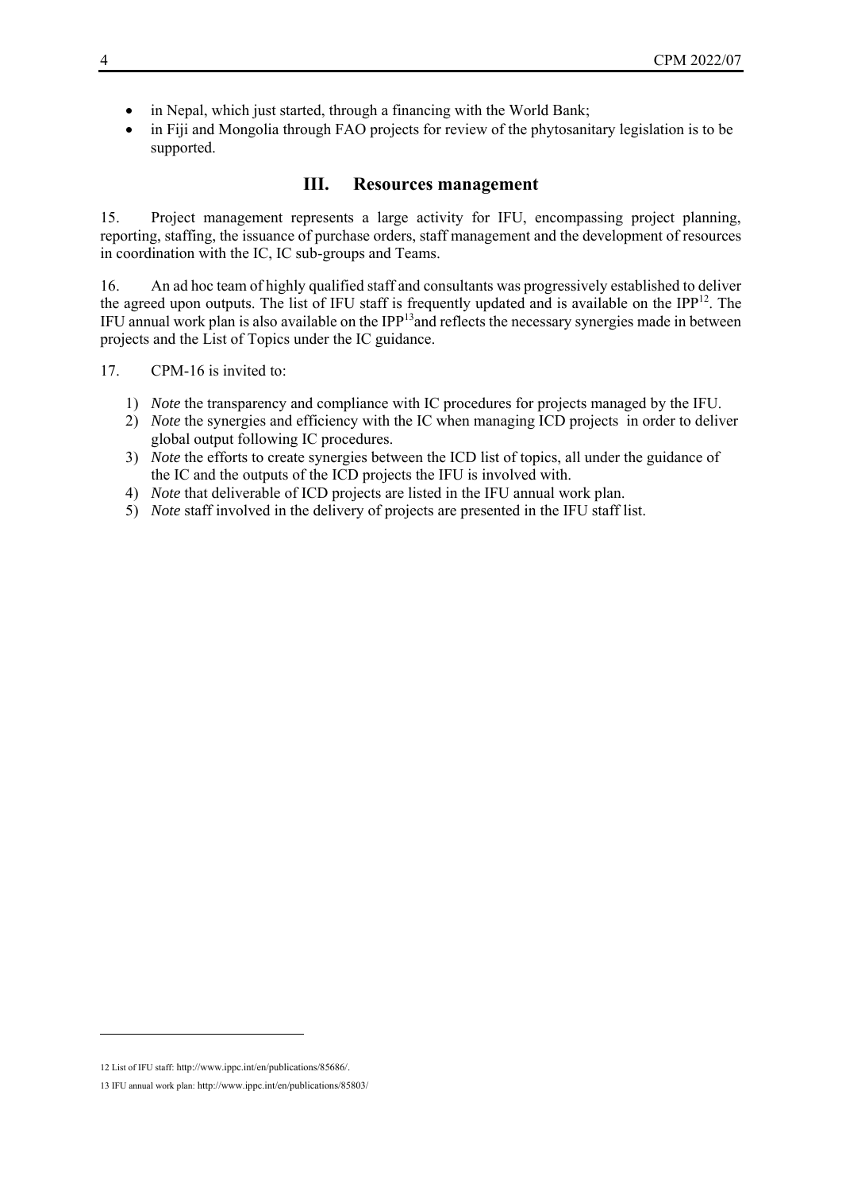- in Nepal, which just started, through a financing with the World Bank;
- in Fiji and Mongolia through FAO projects for review of the phytosanitary legislation is to be supported.

## III. Resources management

15. Project management represents a large activity for IFU, encompassing project planning, reporting, staffing, the issuance of purchase orders, staff management and the development of resources in coordination with the IC, IC sub-groups and Teams.

16. An ad hoc team of highly qualified staff and consultants was progressively established to deliver the agreed upon outputs. The list of IFU staff is frequently updated and is available on the IPP[12]. The IFU annual work plan is also available on the IPP[13]and reflects the necessary synergies made in between projects and the List of Topics under the IC guidance.

17. CPM-16 is invited to:

1) *Note* the transparency and compliance with IC procedures for projects managed by the IFU.
2) *Note* the synergies and efficiency with the IC when managing ICD projects in order to deliver global output following IC procedures.
3) *Note* the efforts to create synergies between the ICD list of topics, all under the guidance of the IC and the outputs of the ICD projects the IFU is involved with.
4) *Note* that deliverable of ICD projects are listed in the IFU annual work plan.
5) *Note* staff involved in the delivery of projects are presented in the IFU staff list.

---

12 List of IFU staff: http://www.ippc.int/en/publications/85686/.

13 IFU annual work plan: http://www.ippc.int/en/publications/85803/